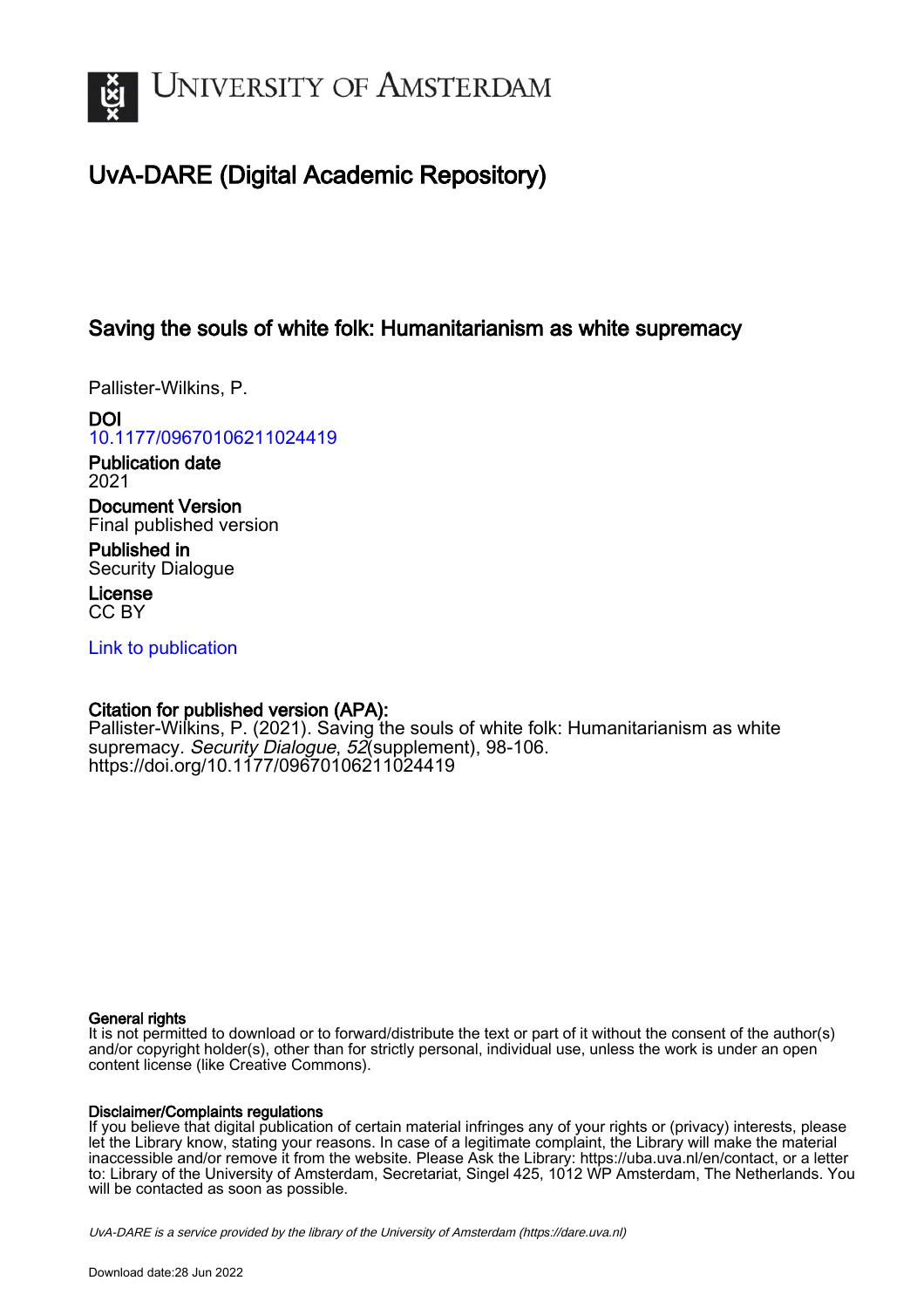UNIVERSITY OF AMSTERDAM

# UvA-DARE (Digital Academic Repository)

## Saving the souls of white folk: Humanitarianism as white supremacy

Pallister-Wilkins, P.

**DOI**
10.1177/09670106211024419

**Publication date**
2021

**Document Version**
Final published version

**Published in**
Security Dialogue

**License**
CC BY

Link to publication

**Citation for published version (APA):**
Pallister-Wilkins, P. (2021). Saving the souls of white folk: Humanitarianism as white supremacy. *Security Dialogue*, *52*(supplement), 98-106. https://doi.org/10.1177/09670106211024419

**General rights**
It is not permitted to download or to forward/distribute the text or part of it without the consent of the author(s) and/or copyright holder(s), other than for strictly personal, individual use, unless the work is under an open content license (like Creative Commons).

**Disclaimer/Complaints regulations**
If you believe that digital publication of certain material infringes any of your rights or (privacy) interests, please let the Library know, stating your reasons. In case of a legitimate complaint, the Library will make the material inaccessible and/or remove it from the website. Please Ask the Library: https://uba.uva.nl/en/contact, or a letter to: Library of the University of Amsterdam, Secretariat, Singel 425, 1012 WP Amsterdam, The Netherlands. You will be contacted as soon as possible.

*UvA-DARE is a service provided by the library of the University of Amsterdam (https://dare.uva.nl)*

Download date:28 Jun 2022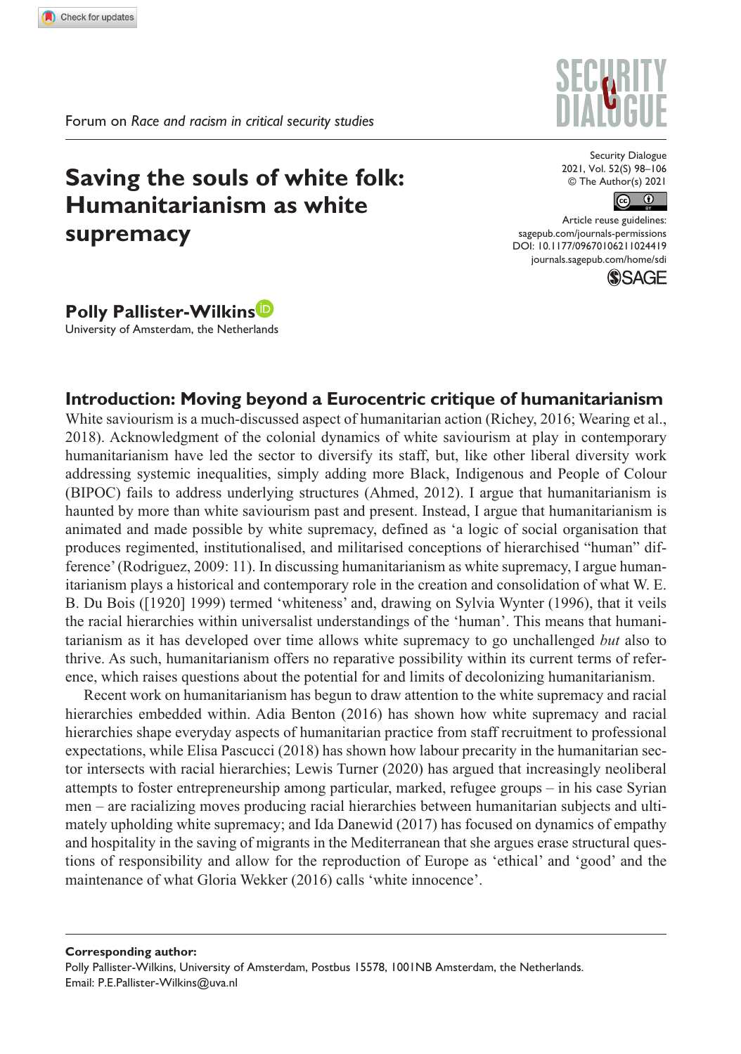Forum on *Race and racism in critical security studies*

# Saving the souls of white folk: Humanitarianism as white supremacy

**Polly Pallister-Wilkins**
University of Amsterdam, the Netherlands

## Introduction: Moving beyond a Eurocentric critique of humanitarianism

White saviourism is a much-discussed aspect of humanitarian action (Richey, 2016; Wearing et al., 2018). Acknowledgment of the colonial dynamics of white saviourism at play in contemporary humanitarianism have led the sector to diversify its staff, but, like other liberal diversity work addressing systemic inequalities, simply adding more Black, Indigenous and People of Colour (BIPOC) fails to address underlying structures (Ahmed, 2012). I argue that humanitarianism is haunted by more than white saviourism past and present. Instead, I argue that humanitarianism is animated and made possible by white supremacy, defined as 'a logic of social organisation that produces regimented, institutionalised, and militarised conceptions of hierarchised "human" difference' (Rodriguez, 2009: 11). In discussing humanitarianism as white supremacy, I argue humanitarianism plays a historical and contemporary role in the creation and consolidation of what W. E. B. Du Bois ([1920] 1999) termed 'whiteness' and, drawing on Sylvia Wynter (1996), that it veils the racial hierarchies within universalist understandings of the 'human'. This means that humanitarianism as it has developed over time allows white supremacy to go unchallenged *but* also to thrive. As such, humanitarianism offers no reparative possibility within its current terms of reference, which raises questions about the potential for and limits of decolonizing humanitarianism.

Recent work on humanitarianism has begun to draw attention to the white supremacy and racial hierarchies embedded within. Adia Benton (2016) has shown how white supremacy and racial hierarchies shape everyday aspects of humanitarian practice from staff recruitment to professional expectations, while Elisa Pascucci (2018) has shown how labour precarity in the humanitarian sector intersects with racial hierarchies; Lewis Turner (2020) has argued that increasingly neoliberal attempts to foster entrepreneurship among particular, marked, refugee groups – in his case Syrian men – are racializing moves producing racial hierarchies between humanitarian subjects and ultimately upholding white supremacy; and Ida Danewid (2017) has focused on dynamics of empathy and hospitality in the saving of migrants in the Mediterranean that she argues erase structural questions of responsibility and allow for the reproduction of Europe as 'ethical' and 'good' and the maintenance of what Gloria Wekker (2016) calls 'white innocence'.

**Corresponding author:**
Polly Pallister-Wilkins, University of Amsterdam, Postbus 15578, 1001NB Amsterdam, the Netherlands.
Email: P.E.Pallister-Wilkins@uva.nl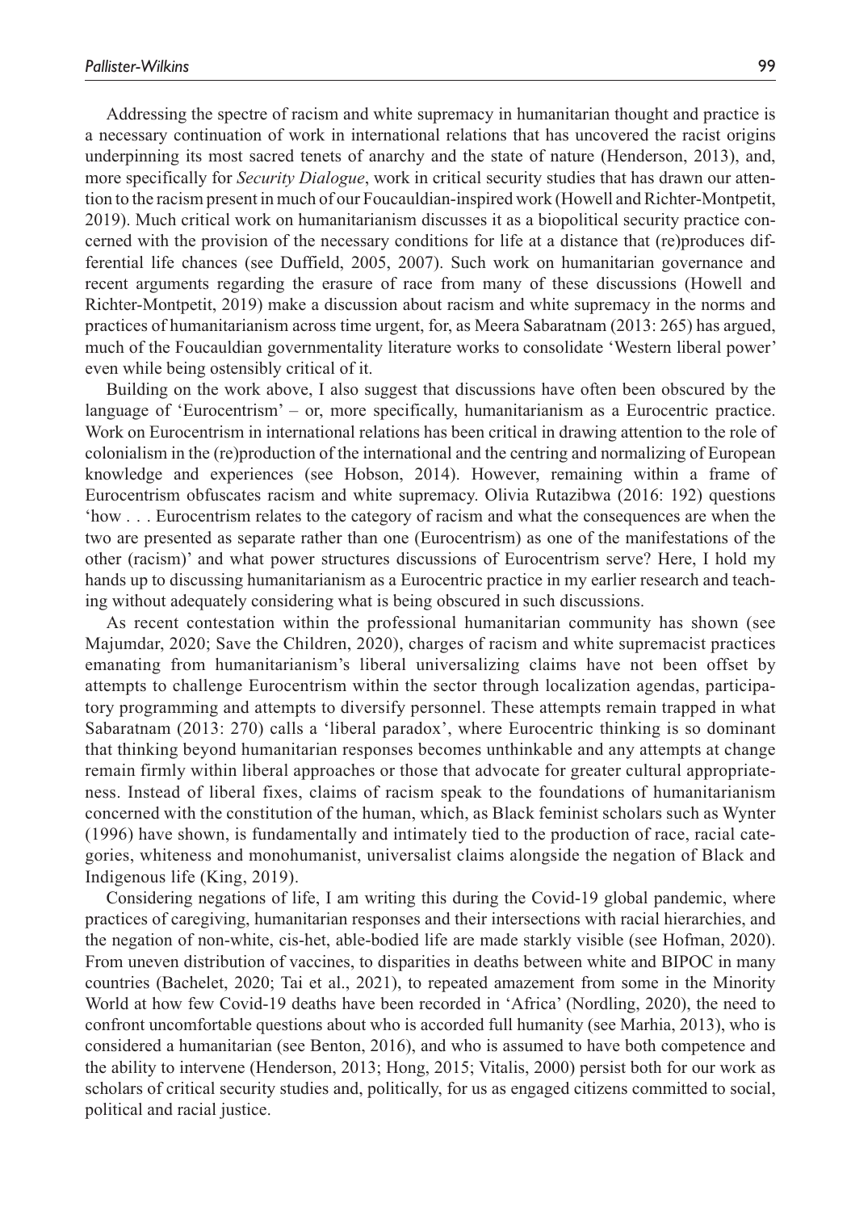Addressing the spectre of racism and white supremacy in humanitarian thought and practice is a necessary continuation of work in international relations that has uncovered the racist origins underpinning its most sacred tenets of anarchy and the state of nature (Henderson, 2013), and, more specifically for *Security Dialogue*, work in critical security studies that has drawn our attention to the racism present in much of our Foucauldian-inspired work (Howell and Richter-Montpetit, 2019). Much critical work on humanitarianism discusses it as a biopolitical security practice concerned with the provision of the necessary conditions for life at a distance that (re)produces differential life chances (see Duffield, 2005, 2007). Such work on humanitarian governance and recent arguments regarding the erasure of race from many of these discussions (Howell and Richter-Montpetit, 2019) make a discussion about racism and white supremacy in the norms and practices of humanitarianism across time urgent, for, as Meera Sabaratnam (2013: 265) has argued, much of the Foucauldian governmentality literature works to consolidate 'Western liberal power' even while being ostensibly critical of it.

Building on the work above, I also suggest that discussions have often been obscured by the language of 'Eurocentrism' – or, more specifically, humanitarianism as a Eurocentric practice. Work on Eurocentrism in international relations has been critical in drawing attention to the role of colonialism in the (re)production of the international and the centring and normalizing of European knowledge and experiences (see Hobson, 2014). However, remaining within a frame of Eurocentrism obfuscates racism and white supremacy. Olivia Rutazibwa (2016: 192) questions 'how . . . Eurocentrism relates to the category of racism and what the consequences are when the two are presented as separate rather than one (Eurocentrism) as one of the manifestations of the other (racism)' and what power structures discussions of Eurocentrism serve? Here, I hold my hands up to discussing humanitarianism as a Eurocentric practice in my earlier research and teaching without adequately considering what is being obscured in such discussions.

As recent contestation within the professional humanitarian community has shown (see Majumdar, 2020; Save the Children, 2020), charges of racism and white supremacist practices emanating from humanitarianism's liberal universalizing claims have not been offset by attempts to challenge Eurocentrism within the sector through localization agendas, participatory programming and attempts to diversify personnel. These attempts remain trapped in what Sabaratnam (2013: 270) calls a 'liberal paradox', where Eurocentric thinking is so dominant that thinking beyond humanitarian responses becomes unthinkable and any attempts at change remain firmly within liberal approaches or those that advocate for greater cultural appropriateness. Instead of liberal fixes, claims of racism speak to the foundations of humanitarianism concerned with the constitution of the human, which, as Black feminist scholars such as Wynter (1996) have shown, is fundamentally and intimately tied to the production of race, racial categories, whiteness and monohumanist, universalist claims alongside the negation of Black and Indigenous life (King, 2019).

Considering negations of life, I am writing this during the Covid-19 global pandemic, where practices of caregiving, humanitarian responses and their intersections with racial hierarchies, and the negation of non-white, cis-het, able-bodied life are made starkly visible (see Hofman, 2020). From uneven distribution of vaccines, to disparities in deaths between white and BIPOC in many countries (Bachelet, 2020; Tai et al., 2021), to repeated amazement from some in the Minority World at how few Covid-19 deaths have been recorded in 'Africa' (Nordling, 2020), the need to confront uncomfortable questions about who is accorded full humanity (see Marhia, 2013), who is considered a humanitarian (see Benton, 2016), and who is assumed to have both competence and the ability to intervene (Henderson, 2013; Hong, 2015; Vitalis, 2000) persist both for our work as scholars of critical security studies and, politically, for us as engaged citizens committed to social, political and racial justice.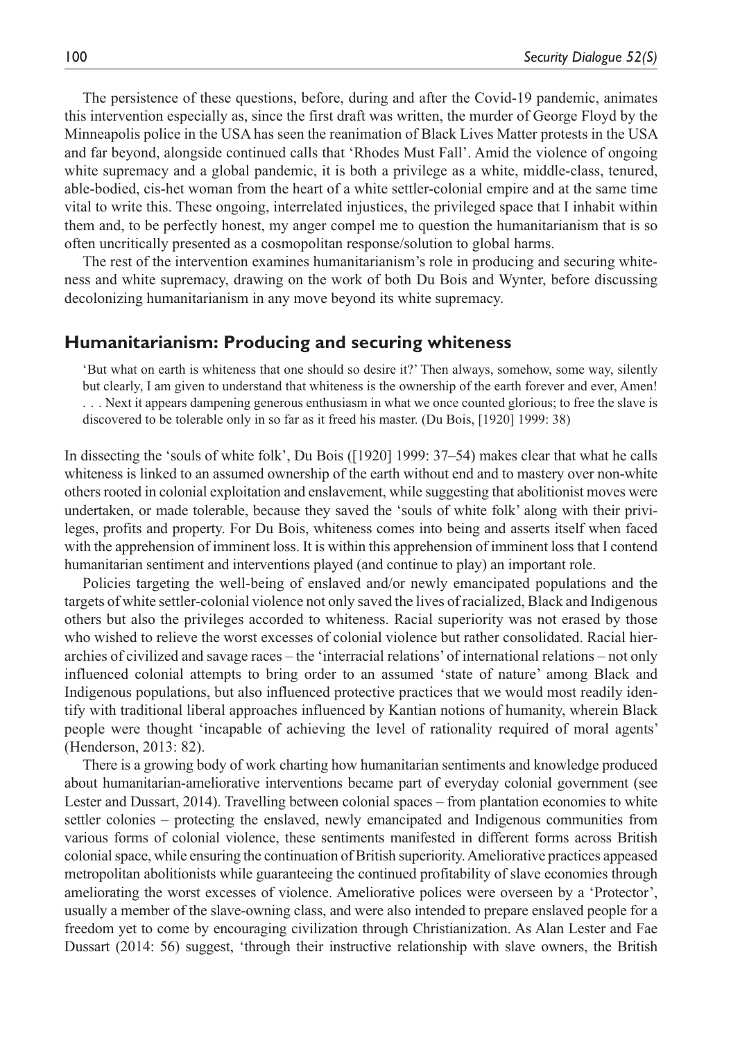The persistence of these questions, before, during and after the Covid-19 pandemic, animates this intervention especially as, since the first draft was written, the murder of George Floyd by the Minneapolis police in the USA has seen the reanimation of Black Lives Matter protests in the USA and far beyond, alongside continued calls that 'Rhodes Must Fall'. Amid the violence of ongoing white supremacy and a global pandemic, it is both a privilege as a white, middle-class, tenured, able-bodied, cis-het woman from the heart of a white settler-colonial empire and at the same time vital to write this. These ongoing, interrelated injustices, the privileged space that I inhabit within them and, to be perfectly honest, my anger compel me to question the humanitarianism that is so often uncritically presented as a cosmopolitan response/solution to global harms.

The rest of the intervention examines humanitarianism's role in producing and securing whiteness and white supremacy, drawing on the work of both Du Bois and Wynter, before discussing decolonizing humanitarianism in any move beyond its white supremacy.

## Humanitarianism: Producing and securing whiteness

> 'But what on earth is whiteness that one should so desire it?' Then always, somehow, some way, silently but clearly, I am given to understand that whiteness is the ownership of the earth forever and ever, Amen! . . . Next it appears dampening generous enthusiasm in what we once counted glorious; to free the slave is discovered to be tolerable only in so far as it freed his master. (Du Bois, [1920] 1999: 38)

In dissecting the 'souls of white folk', Du Bois ([1920] 1999: 37–54) makes clear that what he calls whiteness is linked to an assumed ownership of the earth without end and to mastery over non-white others rooted in colonial exploitation and enslavement, while suggesting that abolitionist moves were undertaken, or made tolerable, because they saved the 'souls of white folk' along with their privileges, profits and property. For Du Bois, whiteness comes into being and asserts itself when faced with the apprehension of imminent loss. It is within this apprehension of imminent loss that I contend humanitarian sentiment and interventions played (and continue to play) an important role.

Policies targeting the well-being of enslaved and/or newly emancipated populations and the targets of white settler-colonial violence not only saved the lives of racialized, Black and Indigenous others but also the privileges accorded to whiteness. Racial superiority was not erased by those who wished to relieve the worst excesses of colonial violence but rather consolidated. Racial hierarchies of civilized and savage races – the 'interracial relations' of international relations – not only influenced colonial attempts to bring order to an assumed 'state of nature' among Black and Indigenous populations, but also influenced protective practices that we would most readily identify with traditional liberal approaches influenced by Kantian notions of humanity, wherein Black people were thought 'incapable of achieving the level of rationality required of moral agents' (Henderson, 2013: 82).

There is a growing body of work charting how humanitarian sentiments and knowledge produced about humanitarian-ameliorative interventions became part of everyday colonial government (see Lester and Dussart, 2014). Travelling between colonial spaces – from plantation economies to white settler colonies – protecting the enslaved, newly emancipated and Indigenous communities from various forms of colonial violence, these sentiments manifested in different forms across British colonial space, while ensuring the continuation of British superiority. Ameliorative practices appeased metropolitan abolitionists while guaranteeing the continued profitability of slave economies through ameliorating the worst excesses of violence. Ameliorative polices were overseen by a 'Protector', usually a member of the slave-owning class, and were also intended to prepare enslaved people for a freedom yet to come by encouraging civilization through Christianization. As Alan Lester and Fae Dussart (2014: 56) suggest, 'through their instructive relationship with slave owners, the British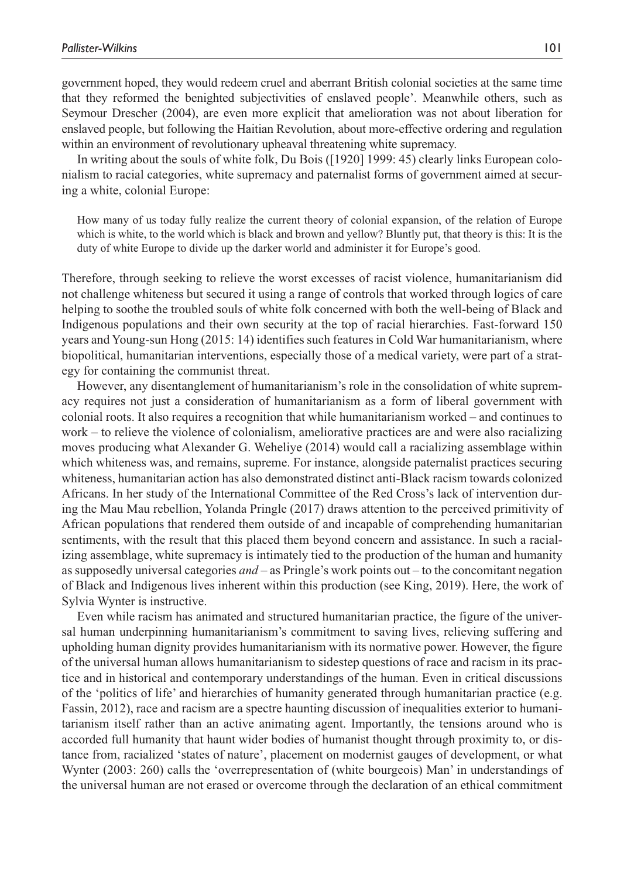government hoped, they would redeem cruel and aberrant British colonial societies at the same time that they reformed the benighted subjectivities of enslaved people'. Meanwhile others, such as Seymour Drescher (2004), are even more explicit that amelioration was not about liberation for enslaved people, but following the Haitian Revolution, about more-effective ordering and regulation within an environment of revolutionary upheaval threatening white supremacy.

In writing about the souls of white folk, Du Bois ([1920] 1999: 45) clearly links European colonialism to racial categories, white supremacy and paternalist forms of government aimed at securing a white, colonial Europe:

> How many of us today fully realize the current theory of colonial expansion, of the relation of Europe which is white, to the world which is black and brown and yellow? Bluntly put, that theory is this: It is the duty of white Europe to divide up the darker world and administer it for Europe's good.

Therefore, through seeking to relieve the worst excesses of racist violence, humanitarianism did not challenge whiteness but secured it using a range of controls that worked through logics of care helping to soothe the troubled souls of white folk concerned with both the well-being of Black and Indigenous populations and their own security at the top of racial hierarchies. Fast-forward 150 years and Young-sun Hong (2015: 14) identifies such features in Cold War humanitarianism, where biopolitical, humanitarian interventions, especially those of a medical variety, were part of a strategy for containing the communist threat.

However, any disentanglement of humanitarianism's role in the consolidation of white supremacy requires not just a consideration of humanitarianism as a form of liberal government with colonial roots. It also requires a recognition that while humanitarianism worked – and continues to work – to relieve the violence of colonialism, ameliorative practices are and were also racializing moves producing what Alexander G. Weheliye (2014) would call a racializing assemblage within which whiteness was, and remains, supreme. For instance, alongside paternalist practices securing whiteness, humanitarian action has also demonstrated distinct anti-Black racism towards colonized Africans. In her study of the International Committee of the Red Cross's lack of intervention during the Mau Mau rebellion, Yolanda Pringle (2017) draws attention to the perceived primitivity of African populations that rendered them outside of and incapable of comprehending humanitarian sentiments, with the result that this placed them beyond concern and assistance. In such a racializing assemblage, white supremacy is intimately tied to the production of the human and humanity as supposedly universal categories *and* – as Pringle's work points out – to the concomitant negation of Black and Indigenous lives inherent within this production (see King, 2019). Here, the work of Sylvia Wynter is instructive.

Even while racism has animated and structured humanitarian practice, the figure of the universal human underpinning humanitarianism's commitment to saving lives, relieving suffering and upholding human dignity provides humanitarianism with its normative power. However, the figure of the universal human allows humanitarianism to sidestep questions of race and racism in its practice and in historical and contemporary understandings of the human. Even in critical discussions of the 'politics of life' and hierarchies of humanity generated through humanitarian practice (e.g. Fassin, 2012), race and racism are a spectre haunting discussion of inequalities exterior to humanitarianism itself rather than an active animating agent. Importantly, the tensions around who is accorded full humanity that haunt wider bodies of humanist thought through proximity to, or distance from, racialized 'states of nature', placement on modernist gauges of development, or what Wynter (2003: 260) calls the 'overrepresentation of (white bourgeois) Man' in understandings of the universal human are not erased or overcome through the declaration of an ethical commitment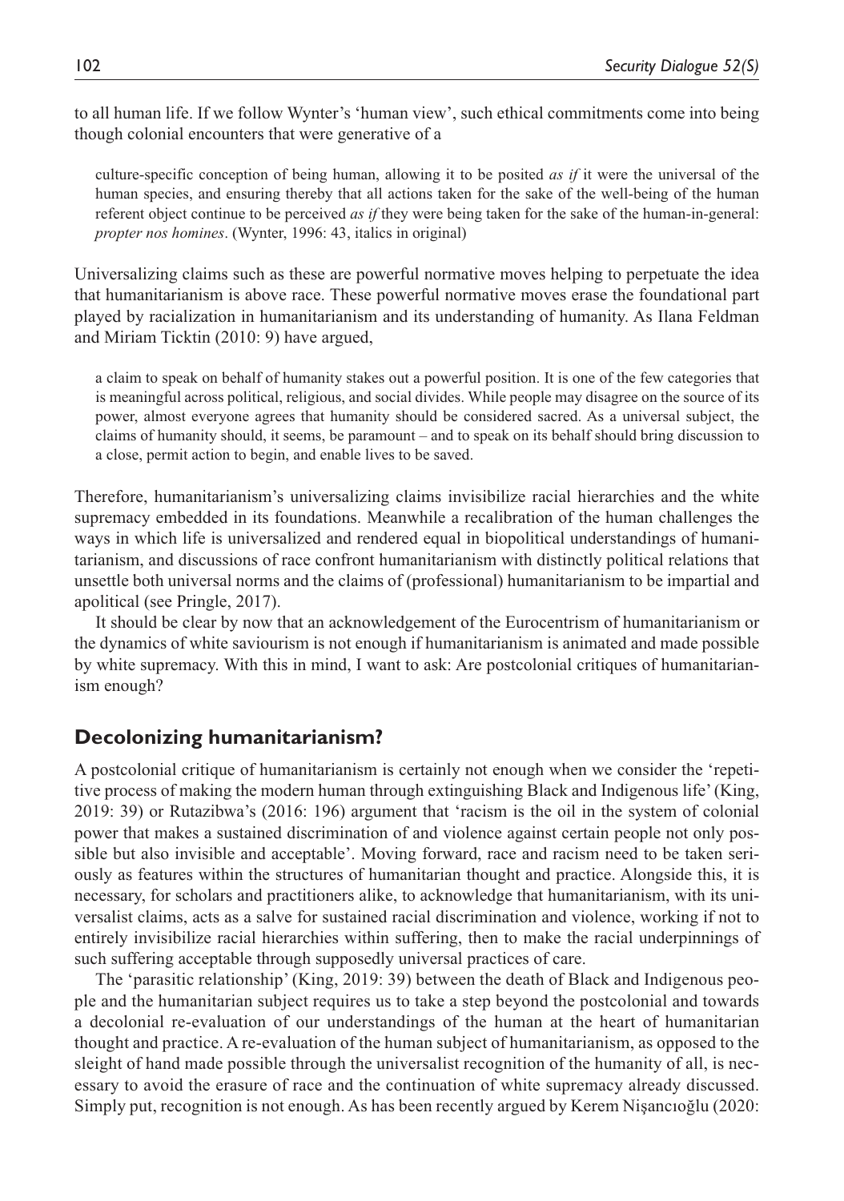to all human life. If we follow Wynter's 'human view', such ethical commitments come into being though colonial encounters that were generative of a

> culture-specific conception of being human, allowing it to be posited *as if* it were the universal of the human species, and ensuring thereby that all actions taken for the sake of the well-being of the human referent object continue to be perceived *as if* they were being taken for the sake of the human-in-general: *propter nos homines*. (Wynter, 1996: 43, italics in original)

Universalizing claims such as these are powerful normative moves helping to perpetuate the idea that humanitarianism is above race. These powerful normative moves erase the foundational part played by racialization in humanitarianism and its understanding of humanity. As Ilana Feldman and Miriam Ticktin (2010: 9) have argued,

> a claim to speak on behalf of humanity stakes out a powerful position. It is one of the few categories that is meaningful across political, religious, and social divides. While people may disagree on the source of its power, almost everyone agrees that humanity should be considered sacred. As a universal subject, the claims of humanity should, it seems, be paramount – and to speak on its behalf should bring discussion to a close, permit action to begin, and enable lives to be saved.

Therefore, humanitarianism's universalizing claims invisibilize racial hierarchies and the white supremacy embedded in its foundations. Meanwhile a recalibration of the human challenges the ways in which life is universalized and rendered equal in biopolitical understandings of humanitarianism, and discussions of race confront humanitarianism with distinctly political relations that unsettle both universal norms and the claims of (professional) humanitarianism to be impartial and apolitical (see Pringle, 2017).

It should be clear by now that an acknowledgement of the Eurocentrism of humanitarianism or the dynamics of white saviourism is not enough if humanitarianism is animated and made possible by white supremacy. With this in mind, I want to ask: Are postcolonial critiques of humanitarianism enough?

## Decolonizing humanitarianism?

A postcolonial critique of humanitarianism is certainly not enough when we consider the 'repetitive process of making the modern human through extinguishing Black and Indigenous life' (King, 2019: 39) or Rutazibwa's (2016: 196) argument that 'racism is the oil in the system of colonial power that makes a sustained discrimination of and violence against certain people not only possible but also invisible and acceptable'. Moving forward, race and racism need to be taken seriously as features within the structures of humanitarian thought and practice. Alongside this, it is necessary, for scholars and practitioners alike, to acknowledge that humanitarianism, with its universalist claims, acts as a salve for sustained racial discrimination and violence, working if not to entirely invisibilize racial hierarchies within suffering, then to make the racial underpinnings of such suffering acceptable through supposedly universal practices of care.

The 'parasitic relationship' (King, 2019: 39) between the death of Black and Indigenous people and the humanitarian subject requires us to take a step beyond the postcolonial and towards a decolonial re-evaluation of our understandings of the human at the heart of humanitarian thought and practice. A re-evaluation of the human subject of humanitarianism, as opposed to the sleight of hand made possible through the universalist recognition of the humanity of all, is necessary to avoid the erasure of race and the continuation of white supremacy already discussed. Simply put, recognition is not enough. As has been recently argued by Kerem Nişancıoğlu (2020: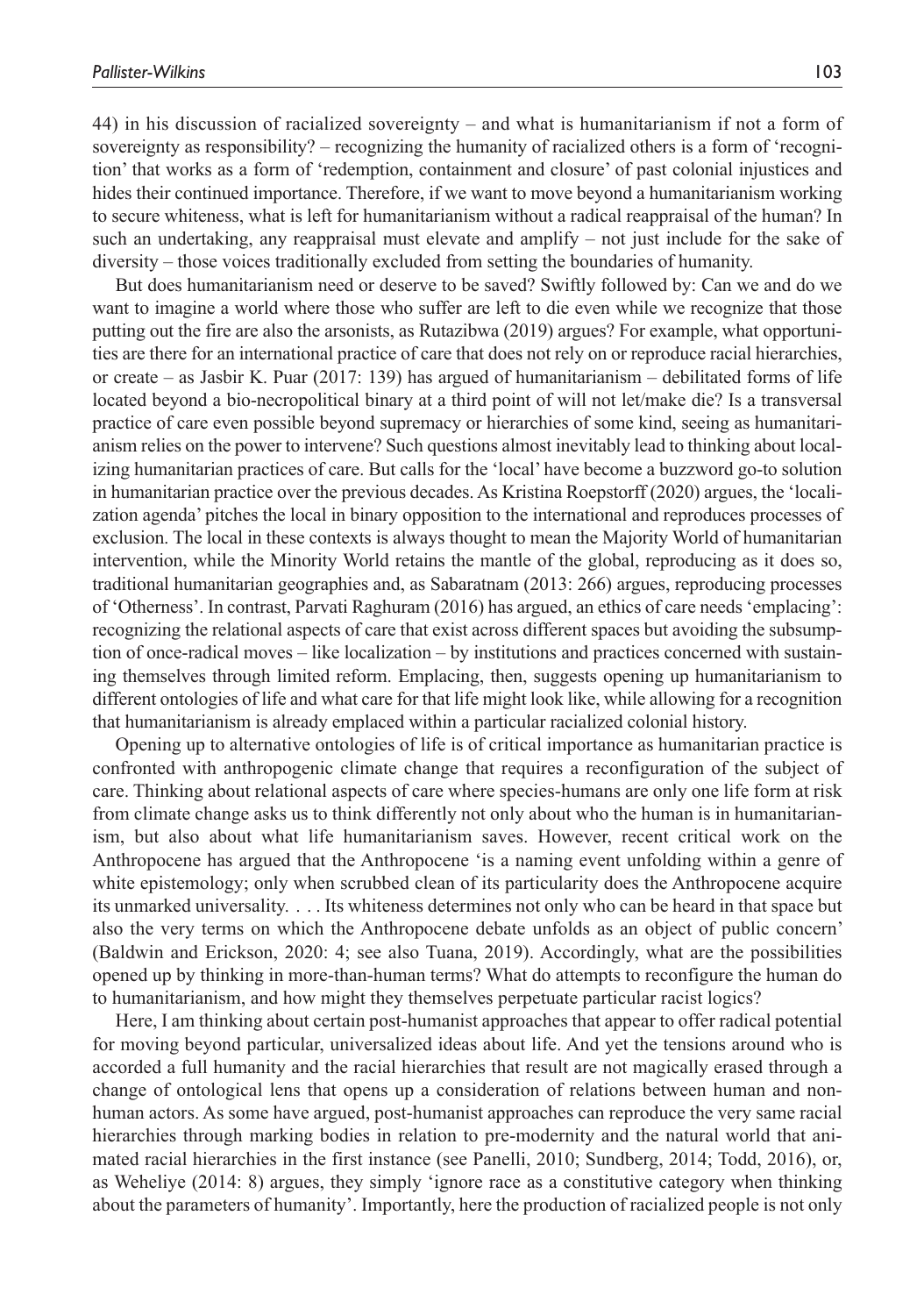44) in his discussion of racialized sovereignty – and what is humanitarianism if not a form of sovereignty as responsibility? – recognizing the humanity of racialized others is a form of 'recognition' that works as a form of 'redemption, containment and closure' of past colonial injustices and hides their continued importance. Therefore, if we want to move beyond a humanitarianism working to secure whiteness, what is left for humanitarianism without a radical reappraisal of the human? In such an undertaking, any reappraisal must elevate and amplify – not just include for the sake of diversity – those voices traditionally excluded from setting the boundaries of humanity.

But does humanitarianism need or deserve to be saved? Swiftly followed by: Can we and do we want to imagine a world where those who suffer are left to die even while we recognize that those putting out the fire are also the arsonists, as Rutazibwa (2019) argues? For example, what opportunities are there for an international practice of care that does not rely on or reproduce racial hierarchies, or create – as Jasbir K. Puar (2017: 139) has argued of humanitarianism – debilitated forms of life located beyond a bio-necropolitical binary at a third point of will not let/make die? Is a transversal practice of care even possible beyond supremacy or hierarchies of some kind, seeing as humanitarianism relies on the power to intervene? Such questions almost inevitably lead to thinking about localizing humanitarian practices of care. But calls for the 'local' have become a buzzword go-to solution in humanitarian practice over the previous decades. As Kristina Roepstorff (2020) argues, the 'localization agenda' pitches the local in binary opposition to the international and reproduces processes of exclusion. The local in these contexts is always thought to mean the Majority World of humanitarian intervention, while the Minority World retains the mantle of the global, reproducing as it does so, traditional humanitarian geographies and, as Sabaratnam (2013: 266) argues, reproducing processes of 'Otherness'. In contrast, Parvati Raghuram (2016) has argued, an ethics of care needs 'emplacing': recognizing the relational aspects of care that exist across different spaces but avoiding the subsumption of once-radical moves – like localization – by institutions and practices concerned with sustaining themselves through limited reform. Emplacing, then, suggests opening up humanitarianism to different ontologies of life and what care for that life might look like, while allowing for a recognition that humanitarianism is already emplaced within a particular racialized colonial history.

Opening up to alternative ontologies of life is of critical importance as humanitarian practice is confronted with anthropogenic climate change that requires a reconfiguration of the subject of care. Thinking about relational aspects of care where species-humans are only one life form at risk from climate change asks us to think differently not only about who the human is in humanitarianism, but also about what life humanitarianism saves. However, recent critical work on the Anthropocene has argued that the Anthropocene 'is a naming event unfolding within a genre of white epistemology; only when scrubbed clean of its particularity does the Anthropocene acquire its unmarked universality. . . . Its whiteness determines not only who can be heard in that space but also the very terms on which the Anthropocene debate unfolds as an object of public concern' (Baldwin and Erickson, 2020: 4; see also Tuana, 2019). Accordingly, what are the possibilities opened up by thinking in more-than-human terms? What do attempts to reconfigure the human do to humanitarianism, and how might they themselves perpetuate particular racist logics?

Here, I am thinking about certain post-humanist approaches that appear to offer radical potential for moving beyond particular, universalized ideas about life. And yet the tensions around who is accorded a full humanity and the racial hierarchies that result are not magically erased through a change of ontological lens that opens up a consideration of relations between human and non-human actors. As some have argued, post-humanist approaches can reproduce the very same racial hierarchies through marking bodies in relation to pre-modernity and the natural world that animated racial hierarchies in the first instance (see Panelli, 2010; Sundberg, 2014; Todd, 2016), or, as Weheliye (2014: 8) argues, they simply 'ignore race as a constitutive category when thinking about the parameters of humanity'. Importantly, here the production of racialized people is not only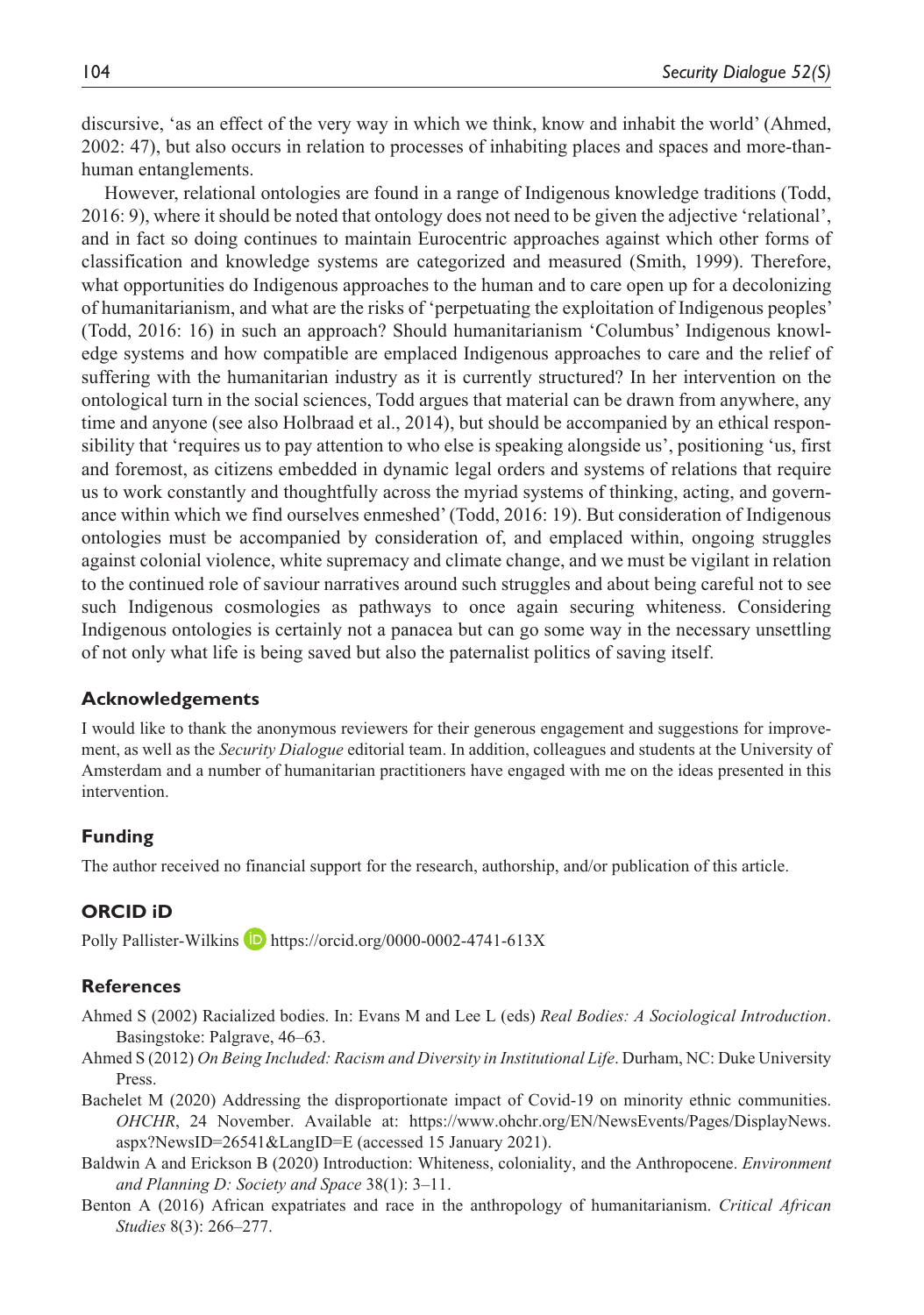discursive, 'as an effect of the very way in which we think, know and inhabit the world' (Ahmed, 2002: 47), but also occurs in relation to processes of inhabiting places and spaces and more-than-human entanglements.

However, relational ontologies are found in a range of Indigenous knowledge traditions (Todd, 2016: 9), where it should be noted that ontology does not need to be given the adjective 'relational', and in fact so doing continues to maintain Eurocentric approaches against which other forms of classification and knowledge systems are categorized and measured (Smith, 1999). Therefore, what opportunities do Indigenous approaches to the human and to care open up for a decolonizing of humanitarianism, and what are the risks of 'perpetuating the exploitation of Indigenous peoples' (Todd, 2016: 16) in such an approach? Should humanitarianism 'Columbus' Indigenous knowledge systems and how compatible are emplaced Indigenous approaches to care and the relief of suffering with the humanitarian industry as it is currently structured? In her intervention on the ontological turn in the social sciences, Todd argues that material can be drawn from anywhere, any time and anyone (see also Holbraad et al., 2014), but should be accompanied by an ethical responsibility that 'requires us to pay attention to who else is speaking alongside us', positioning 'us, first and foremost, as citizens embedded in dynamic legal orders and systems of relations that require us to work constantly and thoughtfully across the myriad systems of thinking, acting, and governance within which we find ourselves enmeshed' (Todd, 2016: 19). But consideration of Indigenous ontologies must be accompanied by consideration of, and emplaced within, ongoing struggles against colonial violence, white supremacy and climate change, and we must be vigilant in relation to the continued role of saviour narratives around such struggles and about being careful not to see such Indigenous cosmologies as pathways to once again securing whiteness. Considering Indigenous ontologies is certainly not a panacea but can go some way in the necessary unsettling of not only what life is being saved but also the paternalist politics of saving itself.

## Acknowledgements

I would like to thank the anonymous reviewers for their generous engagement and suggestions for improvement, as well as the *Security Dialogue* editorial team. In addition, colleagues and students at the University of Amsterdam and a number of humanitarian practitioners have engaged with me on the ideas presented in this intervention.

## Funding

The author received no financial support for the research, authorship, and/or publication of this article.

## ORCID iD

Polly Pallister-Wilkins https://orcid.org/0000-0002-4741-613X

## References

Ahmed S (2002) Racialized bodies. In: Evans M and Lee L (eds) *Real Bodies: A Sociological Introduction*. Basingstoke: Palgrave, 46–63.

Ahmed S (2012) *On Being Included: Racism and Diversity in Institutional Life*. Durham, NC: Duke University Press.

Bachelet M (2020) Addressing the disproportionate impact of Covid-19 on minority ethnic communities. *OHCHR*, 24 November. Available at: https://www.ohchr.org/EN/NewsEvents/Pages/DisplayNews.aspx?NewsID=26541&LangID=E (accessed 15 January 2021).

Baldwin A and Erickson B (2020) Introduction: Whiteness, coloniality, and the Anthropocene. *Environment and Planning D: Society and Space* 38(1): 3–11.

Benton A (2016) African expatriates and race in the anthropology of humanitarianism. *Critical African Studies* 8(3): 266–277.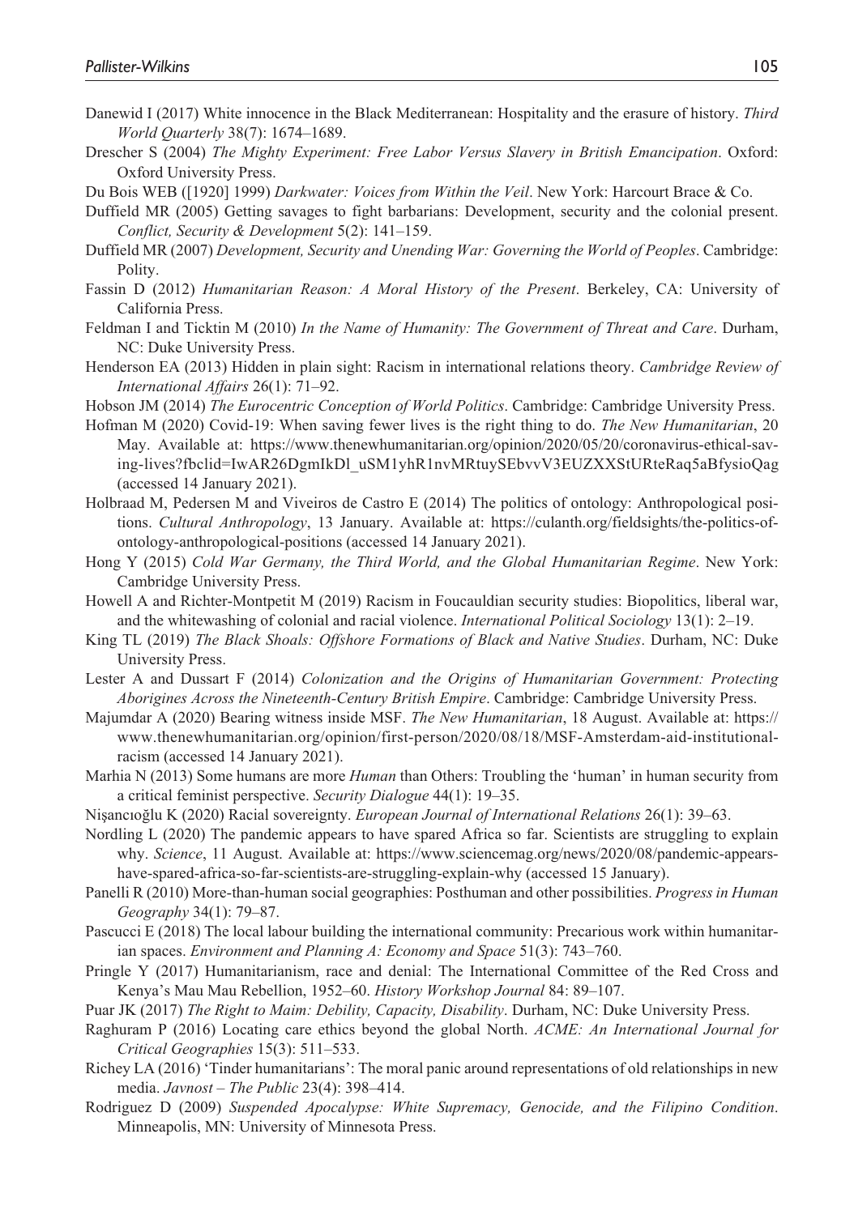Danewid I (2017) White innocence in the Black Mediterranean: Hospitality and the erasure of history. *Third World Quarterly* 38(7): 1674–1689.

Drescher S (2004) *The Mighty Experiment: Free Labor Versus Slavery in British Emancipation*. Oxford: Oxford University Press.

Du Bois WEB ([1920] 1999) *Darkwater: Voices from Within the Veil*. New York: Harcourt Brace & Co.

Duffield MR (2005) Getting savages to fight barbarians: Development, security and the colonial present. *Conflict, Security & Development* 5(2): 141–159.

Duffield MR (2007) *Development, Security and Unending War: Governing the World of Peoples*. Cambridge: Polity.

Fassin D (2012) *Humanitarian Reason: A Moral History of the Present*. Berkeley, CA: University of California Press.

Feldman I and Ticktin M (2010) *In the Name of Humanity: The Government of Threat and Care*. Durham, NC: Duke University Press.

Henderson EA (2013) Hidden in plain sight: Racism in international relations theory. *Cambridge Review of International Affairs* 26(1): 71–92.

Hobson JM (2014) *The Eurocentric Conception of World Politics*. Cambridge: Cambridge University Press.

Hofman M (2020) Covid-19: When saving fewer lives is the right thing to do. *The New Humanitarian*, 20 May. Available at: https://www.thenewhumanitarian.org/opinion/2020/05/20/coronavirus-ethical-saving-lives?fbclid=IwAR26DgmIkDl_uSM1yhR1nvMRtuySEbvvV3EUZXXStURteRaq5aBfysioQag (accessed 14 January 2021).

Holbraad M, Pedersen M and Viveiros de Castro E (2014) The politics of ontology: Anthropological positions. *Cultural Anthropology*, 13 January. Available at: https://culanth.org/fieldsights/the-politics-of-ontology-anthropological-positions (accessed 14 January 2021).

Hong Y (2015) *Cold War Germany, the Third World, and the Global Humanitarian Regime*. New York: Cambridge University Press.

Howell A and Richter-Montpetit M (2019) Racism in Foucauldian security studies: Biopolitics, liberal war, and the whitewashing of colonial and racial violence. *International Political Sociology* 13(1): 2–19.

King TL (2019) *The Black Shoals: Offshore Formations of Black and Native Studies*. Durham, NC: Duke University Press.

Lester A and Dussart F (2014) *Colonization and the Origins of Humanitarian Government: Protecting Aborigines Across the Nineteenth-Century British Empire*. Cambridge: Cambridge University Press.

Majumdar A (2020) Bearing witness inside MSF. *The New Humanitarian*, 18 August. Available at: https://www.thenewhumanitarian.org/opinion/first-person/2020/08/18/MSF-Amsterdam-aid-institutional-racism (accessed 14 January 2021).

Marhia N (2013) Some humans are more *Human* than Others: Troubling the 'human' in human security from a critical feminist perspective. *Security Dialogue* 44(1): 19–35.

Nişancıoğlu K (2020) Racial sovereignty. *European Journal of International Relations* 26(1): 39–63.

Nordling L (2020) The pandemic appears to have spared Africa so far. Scientists are struggling to explain why. *Science*, 11 August. Available at: https://www.sciencemag.org/news/2020/08/pandemic-appears-have-spared-africa-so-far-scientists-are-struggling-explain-why (accessed 15 January).

Panelli R (2010) More-than-human social geographies: Posthuman and other possibilities. *Progress in Human Geography* 34(1): 79–87.

Pascucci E (2018) The local labour building the international community: Precarious work within humanitarian spaces. *Environment and Planning A: Economy and Space* 51(3): 743–760.

Pringle Y (2017) Humanitarianism, race and denial: The International Committee of the Red Cross and Kenya's Mau Mau Rebellion, 1952–60. *History Workshop Journal* 84: 89–107.

Puar JK (2017) *The Right to Maim: Debility, Capacity, Disability*. Durham, NC: Duke University Press.

Raghuram P (2016) Locating care ethics beyond the global North. *ACME: An International Journal for Critical Geographies* 15(3): 511–533.

Richey LA (2016) 'Tinder humanitarians': The moral panic around representations of old relationships in new media. *Javnost – The Public* 23(4): 398–414.

Rodriguez D (2009) *Suspended Apocalypse: White Supremacy, Genocide, and the Filipino Condition*. Minneapolis, MN: University of Minnesota Press.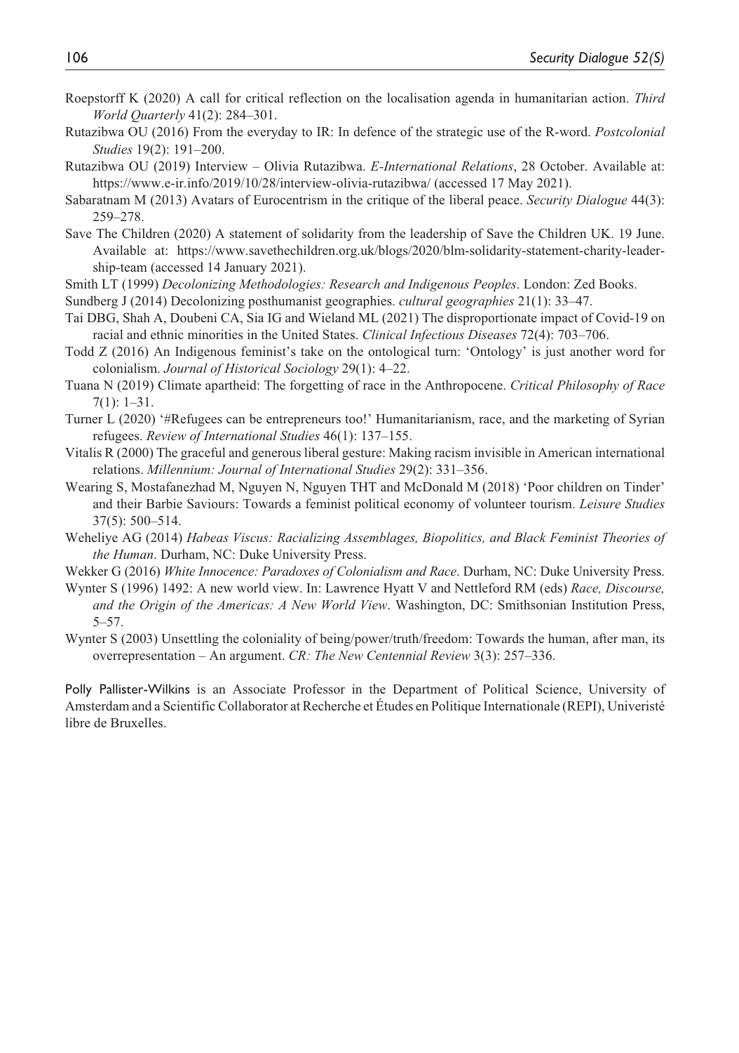Roepstorff K (2020) A call for critical reflection on the localisation agenda in humanitarian action. *Third World Quarterly* 41(2): 284–301.

Rutazibwa OU (2016) From the everyday to IR: In defence of the strategic use of the R-word. *Postcolonial Studies* 19(2): 191–200.

Rutazibwa OU (2019) Interview – Olivia Rutazibwa. *E-International Relations*, 28 October. Available at: https://www.e-ir.info/2019/10/28/interview-olivia-rutazibwa/ (accessed 17 May 2021).

Sabaratnam M (2013) Avatars of Eurocentrism in the critique of the liberal peace. *Security Dialogue* 44(3): 259–278.

Save The Children (2020) A statement of solidarity from the leadership of Save the Children UK. 19 June. Available at: https://www.savethechildren.org.uk/blogs/2020/blm-solidarity-statement-charity-leadership-team (accessed 14 January 2021).

Smith LT (1999) *Decolonizing Methodologies: Research and Indigenous Peoples*. London: Zed Books.

Sundberg J (2014) Decolonizing posthumanist geographies. *cultural geographies* 21(1): 33–47.

Tai DBG, Shah A, Doubeni CA, Sia IG and Wieland ML (2021) The disproportionate impact of Covid-19 on racial and ethnic minorities in the United States. *Clinical Infectious Diseases* 72(4): 703–706.

Todd Z (2016) An Indigenous feminist's take on the ontological turn: 'Ontology' is just another word for colonialism. *Journal of Historical Sociology* 29(1): 4–22.

Tuana N (2019) Climate apartheid: The forgetting of race in the Anthropocene. *Critical Philosophy of Race* 7(1): 1–31.

Turner L (2020) '#Refugees can be entrepreneurs too!' Humanitarianism, race, and the marketing of Syrian refugees. *Review of International Studies* 46(1): 137–155.

Vitalis R (2000) The graceful and generous liberal gesture: Making racism invisible in American international relations. *Millennium: Journal of International Studies* 29(2): 331–356.

Wearing S, Mostafanezhad M, Nguyen N, Nguyen THT and McDonald M (2018) 'Poor children on Tinder' and their Barbie Saviours: Towards a feminist political economy of volunteer tourism. *Leisure Studies* 37(5): 500–514.

Weheliye AG (2014) *Habeas Viscus: Racializing Assemblages, Biopolitics, and Black Feminist Theories of the Human*. Durham, NC: Duke University Press.

Wekker G (2016) *White Innocence: Paradoxes of Colonialism and Race*. Durham, NC: Duke University Press.

Wynter S (1996) 1492: A new world view. In: Lawrence Hyatt V and Nettleford RM (eds) *Race, Discourse, and the Origin of the Americas: A New World View*. Washington, DC: Smithsonian Institution Press, 5–57.

Wynter S (2003) Unsettling the coloniality of being/power/truth/freedom: Towards the human, after man, its overrepresentation – An argument. *CR: The New Centennial Review* 3(3): 257–336.

Polly Pallister-Wilkins is an Associate Professor in the Department of Political Science, University of Amsterdam and a Scientific Collaborator at Recherche et Études en Politique Internationale (REPI), Univeristé libre de Bruxelles.